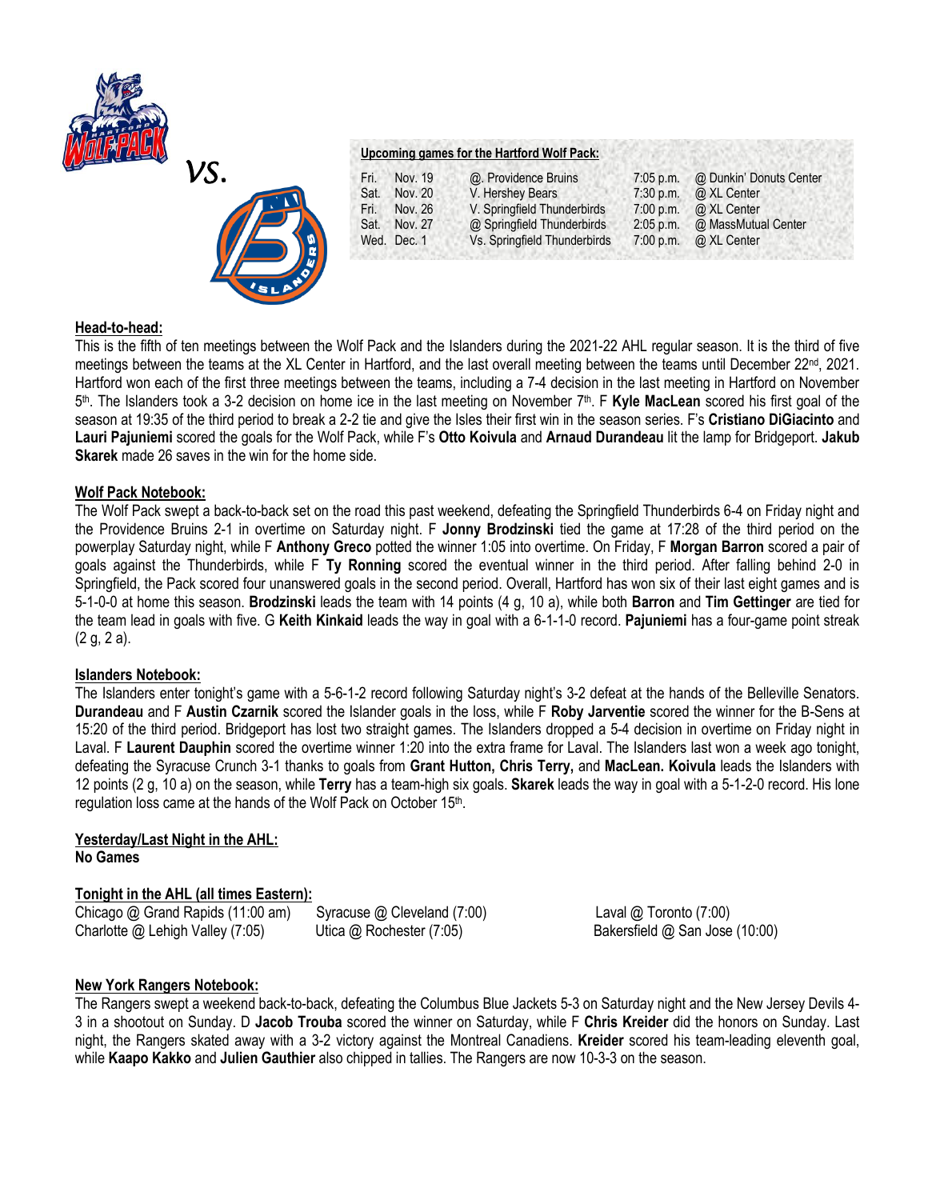*vs.*

**Upcoming games for the Hartford Wolf Pack:**

| | | | | |
|---|---|---|---|---|
| Fri. | Nov. 19 | @. Providence Bruins | 7:05 p.m. | @ Dunkin' Donuts Center |
| Sat. | Nov. 20 | V. Hershey Bears | 7:30 p.m. | @ XL Center |
| Fri. | Nov. 26 | V. Springfield Thunderbirds | 7:00 p.m. | @ XL Center |
| Sat. | Nov. 27 | @ Springfield Thunderbirds | 2:05 p.m. | @ MassMutual Center |
| Wed. | Dec. 1 | Vs. Springfield Thunderbirds | 7:00 p.m. | @ XL Center |

**Head-to-head:**

This is the fifth of ten meetings between the Wolf Pack and the Islanders during the 2021-22 AHL regular season. It is the third of five meetings between the teams at the XL Center in Hartford, and the last overall meeting between the teams until December 22nd, 2021. Hartford won each of the first three meetings between the teams, including a 7-4 decision in the last meeting in Hartford on November 5th. The Islanders took a 3-2 decision on home ice in the last meeting on November 7th. F **Kyle MacLean** scored his first goal of the season at 19:35 of the third period to break a 2-2 tie and give the Isles their first win in the season series. F's **Cristiano DiGiacinto** and **Lauri Pajuniemi** scored the goals for the Wolf Pack, while F's **Otto Koivula** and **Arnaud Durandeau** lit the lamp for Bridgeport. **Jakub Skarek** made 26 saves in the win for the home side.

**Wolf Pack Notebook:**

The Wolf Pack swept a back-to-back set on the road this past weekend, defeating the Springfield Thunderbirds 6-4 on Friday night and the Providence Bruins 2-1 in overtime on Saturday night. F **Jonny Brodzinski** tied the game at 17:28 of the third period on the powerplay Saturday night, while F **Anthony Greco** potted the winner 1:05 into overtime. On Friday, F **Morgan Barron** scored a pair of goals against the Thunderbirds, while F **Ty Ronning** scored the eventual winner in the third period. After falling behind 2-0 in Springfield, the Pack scored four unanswered goals in the second period. Overall, Hartford has won six of their last eight games and is 5-1-0-0 at home this season. **Brodzinski** leads the team with 14 points (4 g, 10 a), while both **Barron** and **Tim Gettinger** are tied for the team lead in goals with five. G **Keith Kinkaid** leads the way in goal with a 6-1-1-0 record. **Pajuniemi** has a four-game point streak (2 g, 2 a).

**Islanders Notebook:**

The Islanders enter tonight's game with a 5-6-1-2 record following Saturday night's 3-2 defeat at the hands of the Belleville Senators. **Durandeau** and F **Austin Czarnik** scored the Islander goals in the loss, while F **Roby Jarventie** scored the winner for the B-Sens at 15:20 of the third period. Bridgeport has lost two straight games. The Islanders dropped a 5-4 decision in overtime on Friday night in Laval. F **Laurent Dauphin** scored the overtime winner 1:20 into the extra frame for Laval. The Islanders last won a week ago tonight, defeating the Syracuse Crunch 3-1 thanks to goals from **Grant Hutton, Chris Terry,** and **MacLean. Koivula** leads the Islanders with 12 points (2 g, 10 a) on the season, while **Terry** has a team-high six goals. **Skarek** leads the way in goal with a 5-1-2-0 record. His lone regulation loss came at the hands of the Wolf Pack on October 15th.

**Yesterday/Last Night in the AHL:**

**No Games**

**Tonight in the AHL (all times Eastern):**

| | | |
|---|---|---|
| Chicago @ Grand Rapids (11:00 am) | Syracuse @ Cleveland (7:00) | Laval @ Toronto (7:00) |
| Charlotte @ Lehigh Valley (7:05) | Utica @ Rochester (7:05) | Bakersfield @ San Jose (10:00) |

**New York Rangers Notebook:**

The Rangers swept a weekend back-to-back, defeating the Columbus Blue Jackets 5-3 on Saturday night and the New Jersey Devils 4-3 in a shootout on Sunday. D **Jacob Trouba** scored the winner on Saturday, while F **Chris Kreider** did the honors on Sunday. Last night, the Rangers skated away with a 3-2 victory against the Montreal Canadiens. **Kreider** scored his team-leading eleventh goal, while **Kaapo Kakko** and **Julien Gauthier** also chipped in tallies. The Rangers are now 10-3-3 on the season.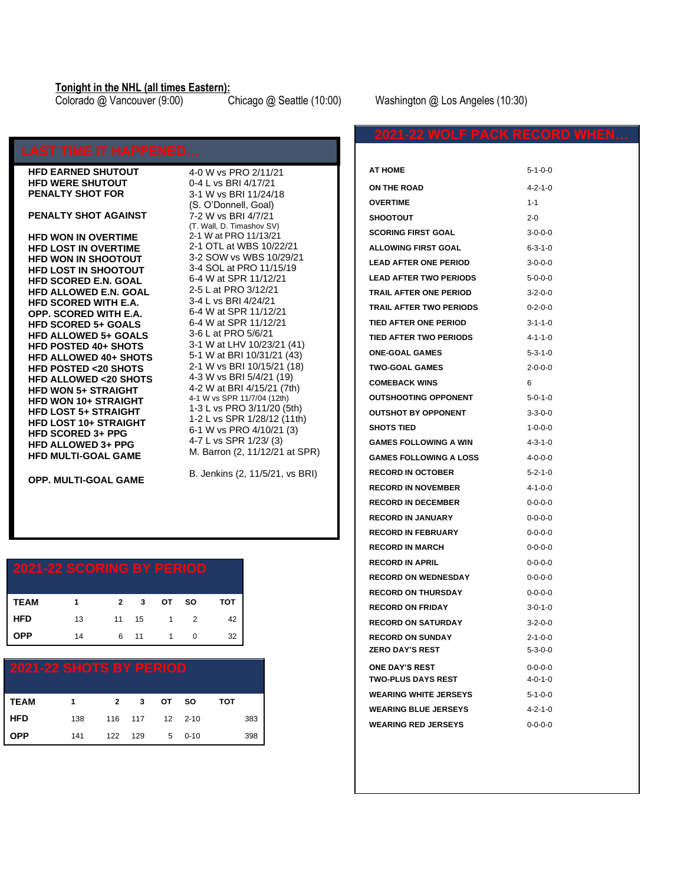**Tonight in the NHL (all times Eastern):**

Colorado @ Vancouver (9:00) Chicago @ Seattle (10:00) Washington @ Los Angeles (10:30)

## LAST TIME IT HAPPENED…

| | |
|---|---|
| **HFD EARNED SHUTOUT** | 4-0 W vs PRO 2/11/21 |
| **HFD WERE SHUTOUT** | 0-4 L vs BRI 4/17/21 |
| **PENALTY SHOT FOR** | 3-1 W vs BRI 11/24/18 (S. O'Donnell, Goal) |
| **PENALTY SHOT AGAINST** | 7-2 W vs BRI 4/7/21 (T. Wall, D. Timashov SV) |
| **HFD WON IN OVERTIME** | 2-1 W at PRO 11/13/21 |
| **HFD LOST IN OVERTIME** | 2-1 OTL at WBS 10/22/21 |
| **HFD WON IN SHOOTOUT** | 3-2 SOW vs WBS 10/29/21 |
| **HFD LOST IN SHOOTOUT** | 3-4 SOL at PRO 11/15/19 |
| **HFD SCORED E.N. GOAL** | 6-4 W at SPR 11/12/21 |
| **HFD ALLOWED E.N. GOAL** | 2-5 L at PRO 3/12/21 |
| **HFD SCORED WITH E.A.** | 3-4 L vs BRI 4/24/21 |
| **OPP. SCORED WITH E.A.** | 6-4 W at SPR 11/12/21 |
| **HFD SCORED 5+ GOALS** | 6-4 W at SPR 11/12/21 |
| **HFD ALLOWED 5+ GOALS** | 3-6 L at PRO 5/6/21 |
| **HFD POSTED 40+ SHOTS** | 3-1 W at LHV 10/23/21 (41) |
| **HFD ALLOWED 40+ SHOTS** | 5-1 W at BRI 10/31/21 (43) |
| **HFD POSTED <20 SHOTS** | 2-1 W vs BRI 10/15/21 (18) |
| **HFD ALLOWED <20 SHOTS** | 4-3 W vs BRI 5/4/21 (19) |
| **HFD WON 5+ STRAIGHT** | 4-2 W at BRI 4/15/21 (7th) |
| **HFD WON 10+ STRAIGHT** | 4-1 W vs SPR 11/7/04 (12th) |
| **HFD LOST 5+ STRAIGHT** | 1-3 L vs PRO 3/11/20 (5th) |
| **HFD LOST 10+ STRAIGHT** | 1-2 L vs SPR 1/28/12 (11th) |
| **HFD SCORED 3+ PPG** | 6-1 W vs PRO 4/10/21 (3) |
| **HFD ALLOWED 3+ PPG** | 4-7 L vs SPR 1/23/ (3) |
| **HFD MULTI-GOAL GAME** | M. Barron (2, 11/12/21 at SPR) |
| **OPP. MULTI-GOAL GAME** | B. Jenkins (2, 11/5/21, vs BRI) |

## 2021-22 SCORING BY PERIOD

| TEAM | 1 | 2 | 3 | OT | SO | TOT |
|---|---|---|---|---|---|---|
| HFD | 13 | 11 | 15 | 1 | 2 | 42 |
| OPP | 14 | 6 | 11 | 1 | 0 | 32 |

## 2021-22 SHOTS BY PERIOD

| TEAM | 1 | 2 | 3 | OT | SO | TOT |
|---|---|---|---|---|---|---|
| HFD | 138 | 116 | 117 | 12 | 2-10 | 383 |
| OPP | 141 | 122 | 129 | 5 | 0-10 | 398 |

## 2021-22 WOLF PACK RECORD WHEN…

| | |
|---|---|
| **AT HOME** | 5-1-0-0 |
| **ON THE ROAD** | 4-2-1-0 |
| **OVERTIME** | 1-1 |
| **SHOOTOUT** | 2-0 |
| **SCORING FIRST GOAL** | 3-0-0-0 |
| **ALLOWING FIRST GOAL** | 6-3-1-0 |
| **LEAD AFTER ONE PERIOD** | 3-0-0-0 |
| **LEAD AFTER TWO PERIODS** | 5-0-0-0 |
| **TRAIL AFTER ONE PERIOD** | 3-2-0-0 |
| **TRAIL AFTER TWO PERIODS** | 0-2-0-0 |
| **TIED AFTER ONE PERIOD** | 3-1-1-0 |
| **TIED AFTER TWO PERIODS** | 4-1-1-0 |
| **ONE-GOAL GAMES** | 5-3-1-0 |
| **TWO-GOAL GAMES** | 2-0-0-0 |
| **COMEBACK WINS** | 6 |
| **OUTSHOOTING OPPONENT** | 5-0-1-0 |
| **OUTSHOT BY OPPONENT** | 3-3-0-0 |
| **SHOTS TIED** | 1-0-0-0 |
| **GAMES FOLLOWING A WIN** | 4-3-1-0 |
| **GAMES FOLLOWING A LOSS** | 4-0-0-0 |
| **RECORD IN OCTOBER** | 5-2-1-0 |
| **RECORD IN NOVEMBER** | 4-1-0-0 |
| **RECORD IN DECEMBER** | 0-0-0-0 |
| **RECORD IN JANUARY** | 0-0-0-0 |
| **RECORD IN FEBRUARY** | 0-0-0-0 |
| **RECORD IN MARCH** | 0-0-0-0 |
| **RECORD IN APRIL** | 0-0-0-0 |
| **RECORD ON WEDNESDAY** | 0-0-0-0 |
| **RECORD ON THURSDAY** | 0-0-0-0 |
| **RECORD ON FRIDAY** | 3-0-1-0 |
| **RECORD ON SATURDAY** | 3-2-0-0 |
| **RECORD ON SUNDAY** | 2-1-0-0 |
| **ZERO DAY'S REST** | 5-3-0-0 |
| **ONE DAY'S REST** | 0-0-0-0 |
| **TWO-PLUS DAYS REST** | 4-0-1-0 |
| **WEARING WHITE JERSEYS** | 5-1-0-0 |
| **WEARING BLUE JERSEYS** | 4-2-1-0 |
| **WEARING RED JERSEYS** | 0-0-0-0 |